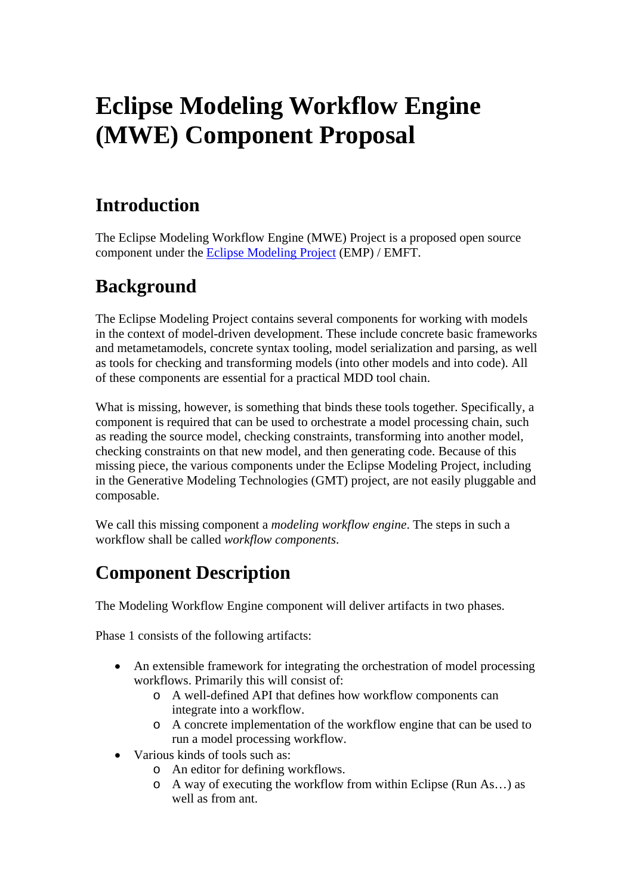# Eclipse Modeling Workflow Engine (MWE) Component Proposal

## Introduction

The Eclipse Modeling Workflow Engine (MWE) Project is a proposed open source component under the [Eclipse Modeling Project](Eclipse Modeling Project) (EMP) / EMFT.

## Background

The Eclipse Modeling Project contains several components for working with models in the context of model-driven development. These include concrete basic frameworks and metametamodels, concrete syntax tooling, model serialization and parsing, as well as tools for checking and transforming models (into other models and into code). All of these components are essential for a practical MDD tool chain.

What is missing, however, is something that binds these tools together. Specifically, a component is required that can be used to orchestrate a model processing chain, such as reading the source model, checking constraints, transforming into another model, checking constraints on that new model, and then generating code. Because of this missing piece, the various components under the Eclipse Modeling Project, including in the Generative Modeling Technologies (GMT) project, are not easily pluggable and composable.

We call this missing component a *modeling workflow engine*. The steps in such a workflow shall be called *workflow components*.

## Component Description

The Modeling Workflow Engine component will deliver artifacts in two phases.

Phase 1 consists of the following artifacts:

- An extensible framework for integrating the orchestration of model processing workflows. Primarily this will consist of:
  - A well-defined API that defines how workflow components can integrate into a workflow.
  - A concrete implementation of the workflow engine that can be used to run a model processing workflow.
- Various kinds of tools such as:
  - An editor for defining workflows.
  - A way of executing the workflow from within Eclipse (Run As…) as well as from ant.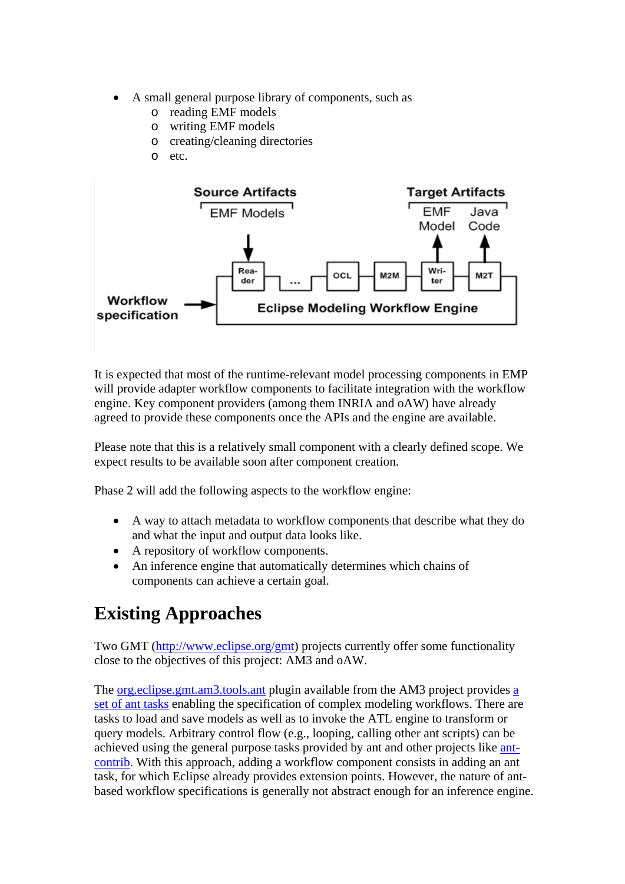- A small general purpose library of components, such as
    - reading EMF models
    - writing EMF models
    - creating/cleaning directories
    - etc.

It is expected that most of the runtime-relevant model processing components in EMP will provide adapter workflow components to facilitate integration with the workflow engine. Key component providers (among them INRIA and oAW) have already agreed to provide these components once the APIs and the engine are available.

Please note that this is a relatively small component with a clearly defined scope. We expect results to be available soon after component creation.

Phase 2 will add the following aspects to the workflow engine:

- A way to attach metadata to workflow components that describe what they do and what the input and output data looks like.
- A repository of workflow components.
- An inference engine that automatically determines which chains of components can achieve a certain goal.

# Existing Approaches

Two GMT (http://www.eclipse.org/gmt) projects currently offer some functionality close to the objectives of this project: AM3 and oAW.

The org.eclipse.gmt.am3.tools.ant plugin available from the AM3 project provides a set of ant tasks enabling the specification of complex modeling workflows. There are tasks to load and save models as well as to invoke the ATL engine to transform or query models. Arbitrary control flow (e.g., looping, calling other ant scripts) can be achieved using the general purpose tasks provided by ant and other projects like ant-contrib. With this approach, adding a workflow component consists in adding an ant task, for which Eclipse already provides extension points. However, the nature of ant-based workflow specifications is generally not abstract enough for an inference engine.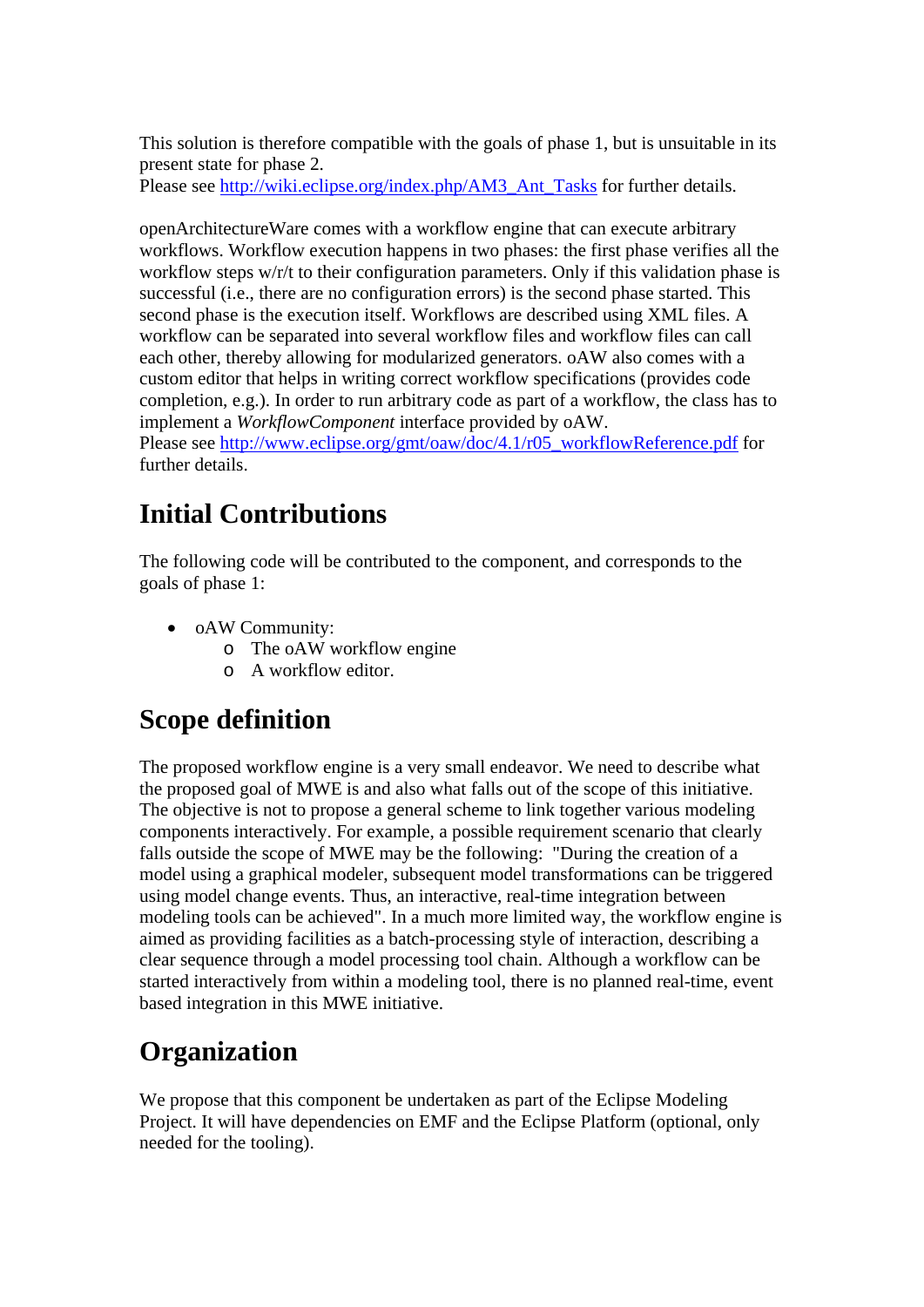This solution is therefore compatible with the goals of phase 1, but is unsuitable in its present state for phase 2.
Please see http://wiki.eclipse.org/index.php/AM3_Ant_Tasks for further details.

openArchitectureWare comes with a workflow engine that can execute arbitrary workflows. Workflow execution happens in two phases: the first phase verifies all the workflow steps w/r/t to their configuration parameters. Only if this validation phase is successful (i.e., there are no configuration errors) is the second phase started. This second phase is the execution itself. Workflows are described using XML files. A workflow can be separated into several workflow files and workflow files can call each other, thereby allowing for modularized generators. oAW also comes with a custom editor that helps in writing correct workflow specifications (provides code completion, e.g.). In order to run arbitrary code as part of a workflow, the class has to implement a *WorkflowComponent* interface provided by oAW.
Please see http://www.eclipse.org/gmt/oaw/doc/4.1/r05_workflowReference.pdf for further details.

## Initial Contributions

The following code will be contributed to the component, and corresponds to the goals of phase 1:

- oAW Community:
  - The oAW workflow engine
  - A workflow editor.

## Scope definition

The proposed workflow engine is a very small endeavor. We need to describe what the proposed goal of MWE is and also what falls out of the scope of this initiative. The objective is not to propose a general scheme to link together various modeling components interactively. For example, a possible requirement scenario that clearly falls outside the scope of MWE may be the following: "During the creation of a model using a graphical modeler, subsequent model transformations can be triggered using model change events. Thus, an interactive, real-time integration between modeling tools can be achieved". In a much more limited way, the workflow engine is aimed as providing facilities as a batch-processing style of interaction, describing a clear sequence through a model processing tool chain. Although a workflow can be started interactively from within a modeling tool, there is no planned real-time, event based integration in this MWE initiative.

## Organization

We propose that this component be undertaken as part of the Eclipse Modeling Project. It will have dependencies on EMF and the Eclipse Platform (optional, only needed for the tooling).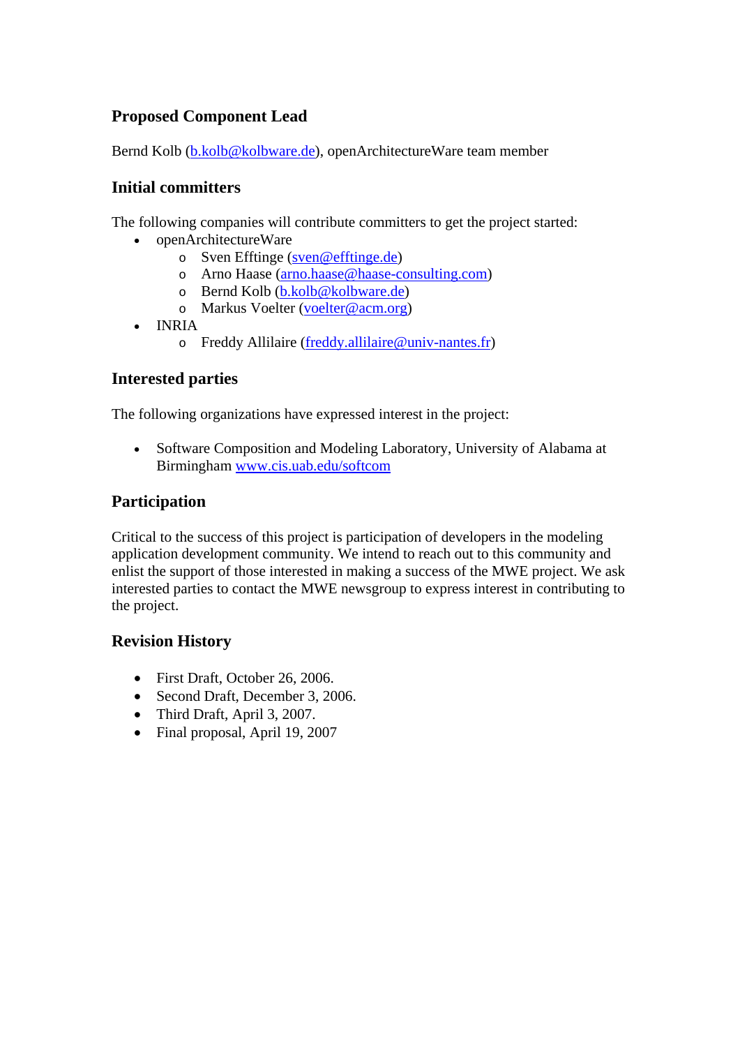## Proposed Component Lead

Bernd Kolb (b.kolb@kolbware.de), openArchitectureWare team member

## Initial committers

The following companies will contribute committers to get the project started:

- openArchitectureWare
  - Sven Efftinge (sven@efftinge.de)
  - Arno Haase (arno.haase@haase-consulting.com)
  - Bernd Kolb (b.kolb@kolbware.de)
  - Markus Voelter (voelter@acm.org)
- INRIA
  - Freddy Allilaire (freddy.allilaire@univ-nantes.fr)

## Interested parties

The following organizations have expressed interest in the project:

- Software Composition and Modeling Laboratory, University of Alabama at Birmingham www.cis.uab.edu/softcom

## Participation

Critical to the success of this project is participation of developers in the modeling application development community. We intend to reach out to this community and enlist the support of those interested in making a success of the MWE project. We ask interested parties to contact the MWE newsgroup to express interest in contributing to the project.

## Revision History

- First Draft, October 26, 2006.
- Second Draft, December 3, 2006.
- Third Draft, April 3, 2007.
- Final proposal, April 19, 2007